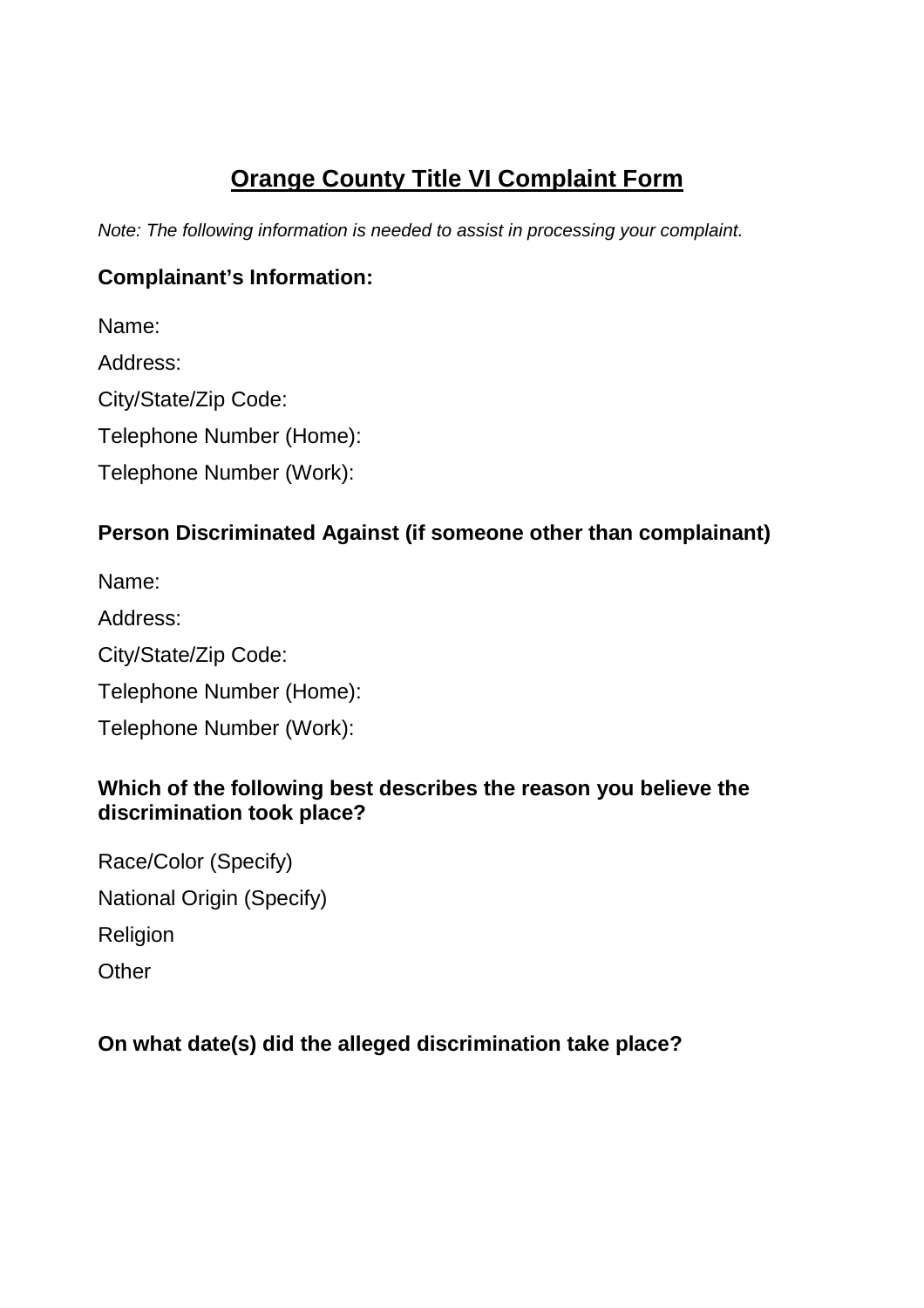# Orange County Title VI Complaint Form

*Note: The following information is needed to assist in processing your complaint.*

### Complainant's Information:

Name:

Address:

City/State/Zip Code:

Telephone Number (Home):

Telephone Number (Work):

### Person Discriminated Against (if someone other than complainant)

Name:

Address:

City/State/Zip Code:

Telephone Number (Home):

Telephone Number (Work):

### Which of the following best describes the reason you believe the discrimination took place?

Race/Color (Specify)

National Origin (Specify)

Religion

Other

### On what date(s) did the alleged discrimination take place?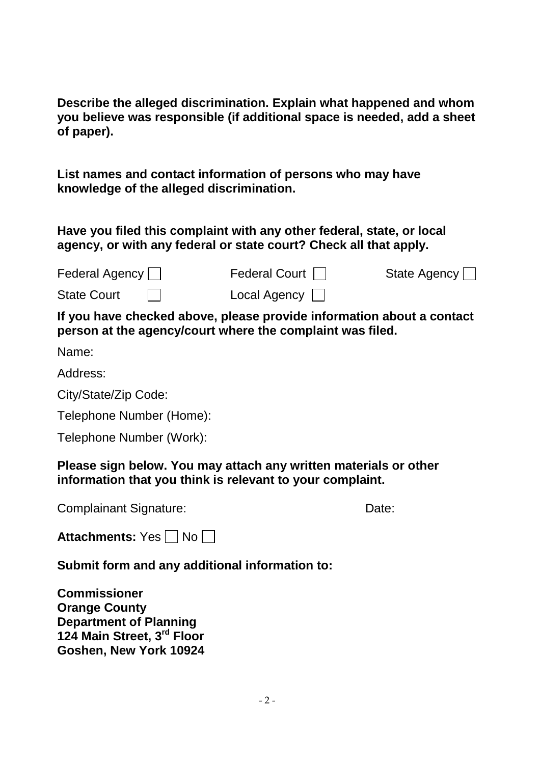**Describe the alleged discrimination. Explain what happened and whom you believe was responsible (if additional space is needed, add a sheet of paper).**

**List names and contact information of persons who may have knowledge of the alleged discrimination.**

**Have you filed this complaint with any other federal, state, or local agency, or with any federal or state court? Check all that apply.**

Federal Agency ☐ Federal Court ☐ State Agency ☐

State Court ☐ Local Agency ☐

**If you have checked above, please provide information about a contact person at the agency/court where the complaint was filed.**

Name:

Address:

City/State/Zip Code:

Telephone Number (Home):

Telephone Number (Work):

**Please sign below. You may attach any written materials or other information that you think is relevant to your complaint.**

Complainant Signature: Date:

**Attachments:** Yes ☐ No ☐

**Submit form and any additional information to:**

**Commissioner**
**Orange County**
**Department of Planning**
**124 Main Street, 3rd Floor**
**Goshen, New York 10924**